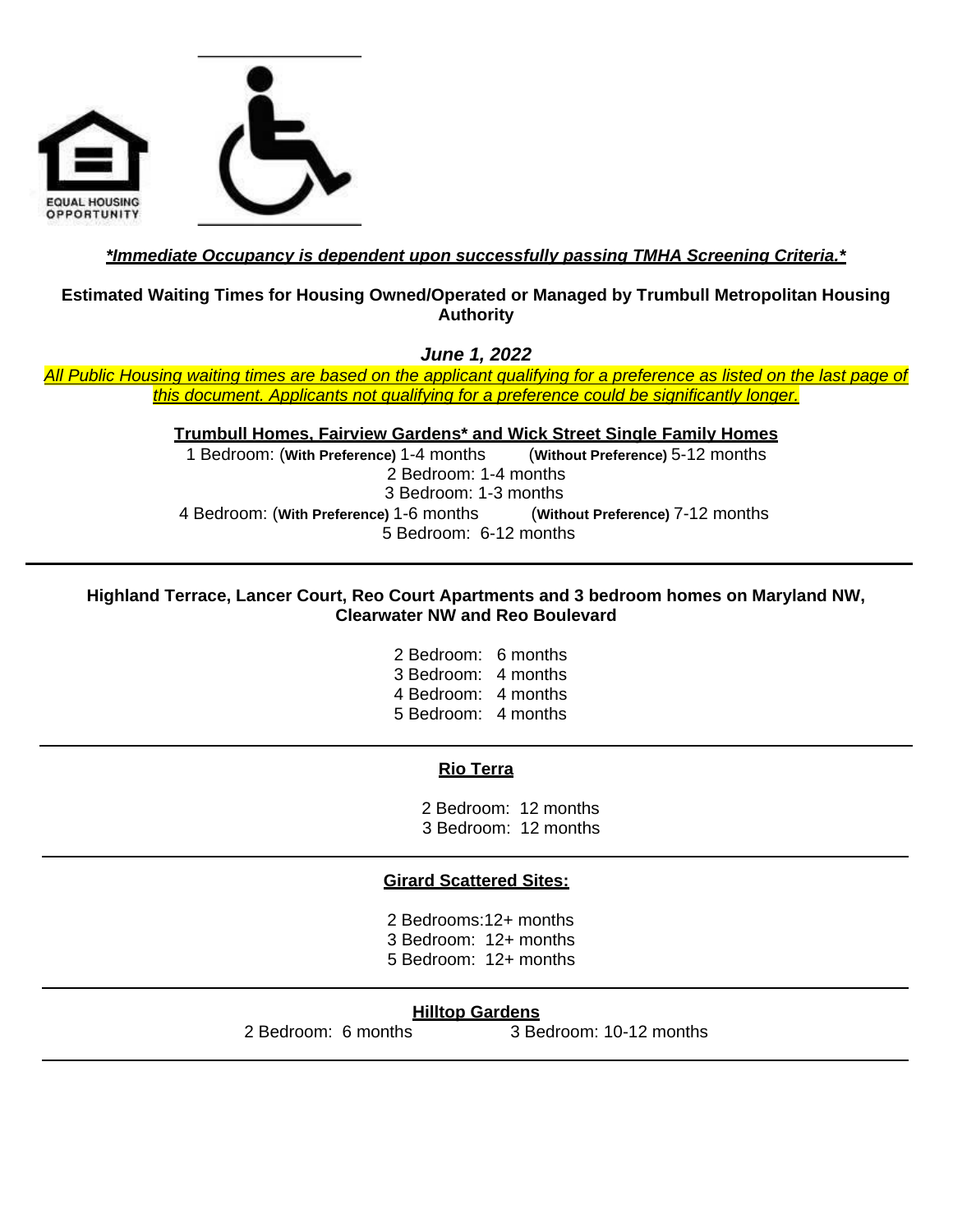EQUAL HOUSING OPPORTUNITY

***Immediate Occupancy is dependent upon successfully passing TMHA Screening Criteria.***

**Estimated Waiting Times for Housing Owned/Operated or Managed by Trumbull Metropolitan Housing Authority**

***June 1, 2022***

*All Public Housing waiting times are based on the applicant qualifying for a preference as listed on the last page of this document. Applicants not qualifying for a preference could be significantly longer.*

**Trumbull Homes, Fairview Gardens* and Wick Street Single Family Homes**

1 Bedroom: (**With Preference)** 1-4 months (**Without Preference)** 5-12 months
2 Bedroom: 1-4 months
3 Bedroom: 1-3 months
4 Bedroom: (**With Preference)** 1-6 months (**Without Preference)** 7-12 months
5 Bedroom: 6-12 months

---

**Highland Terrace, Lancer Court, Reo Court Apartments and 3 bedroom homes on Maryland NW, Clearwater NW and Reo Boulevard**

2 Bedroom: 6 months
3 Bedroom: 4 months
4 Bedroom: 4 months
5 Bedroom: 4 months

---

**Rio Terra**

2 Bedroom: 12 months
3 Bedroom: 12 months

---

**Girard Scattered Sites:**

2 Bedrooms:12+ months
3 Bedroom: 12+ months
5 Bedroom: 12+ months

---

**Hilltop Gardens**

2 Bedroom: 6 months 3 Bedroom: 10-12 months

---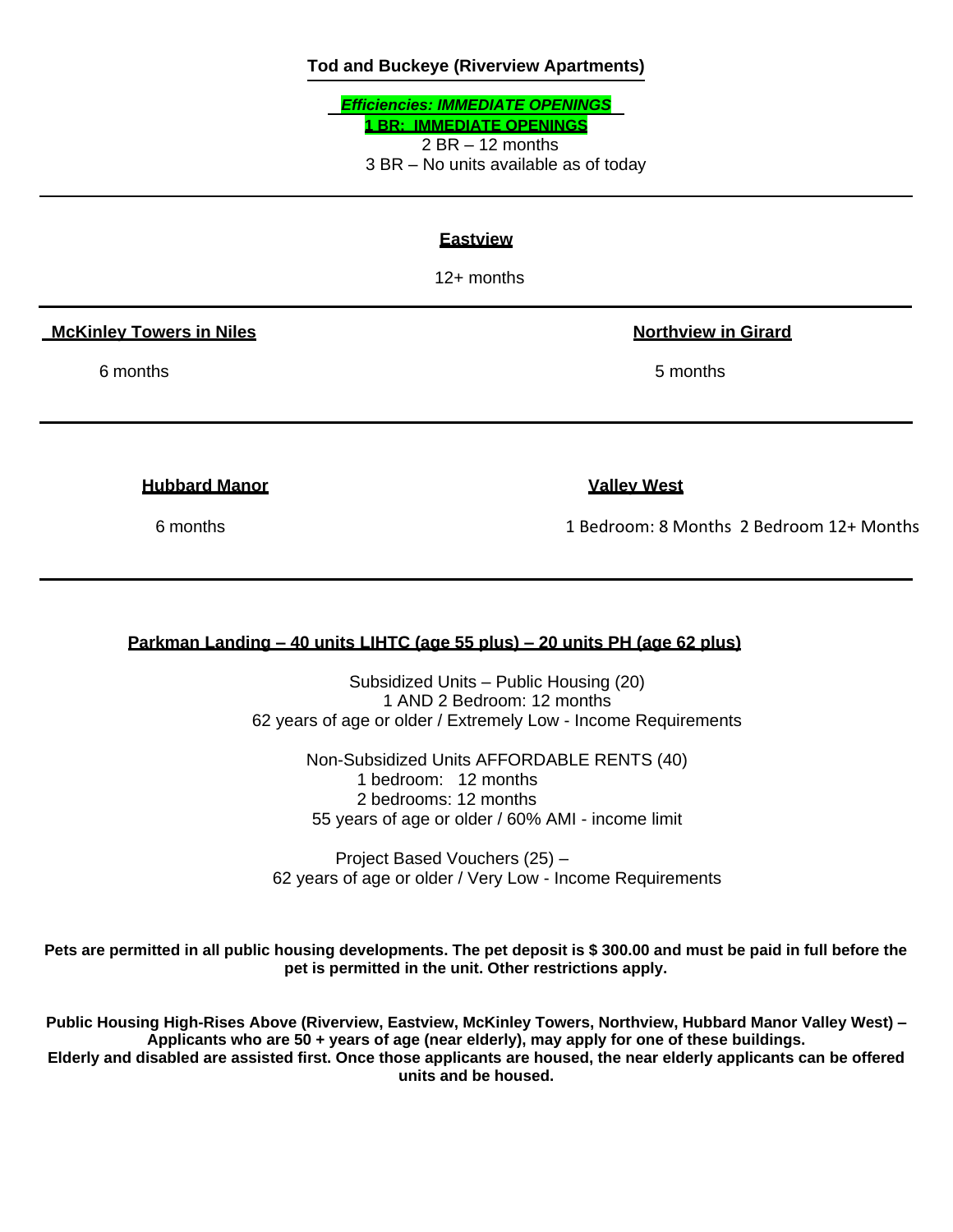## Tod and Buckeye (Riverview Apartments)

***Efficiencies: IMMEDIATE OPENINGS***
**1 BR: IMMEDIATE OPENINGS**
2 BR – 12 months
3 BR – No units available as of today

---

## Eastview

12+ months

---

## McKinley Towers in Niles

6 months

## Northview in Girard

5 months

---

## Hubbard Manor

6 months

## Valley West

1 Bedroom: 8 Months 2 Bedroom 12+ Months

---

## Parkman Landing – 40 units LIHTC (age 55 plus) – 20 units PH (age 62 plus)

Subsidized Units – Public Housing (20)
1 AND 2 Bedroom: 12 months
62 years of age or older / Extremely Low - Income Requirements

Non-Subsidized Units AFFORDABLE RENTS (40)
1 bedroom: 12 months
2 bedrooms: 12 months
55 years of age or older / 60% AMI - income limit

Project Based Vouchers (25) –
62 years of age or older / Very Low - Income Requirements

**Pets are permitted in all public housing developments. The pet deposit is $ 300.00 and must be paid in full before the pet is permitted in the unit. Other restrictions apply.**

**Public Housing High-Rises Above (Riverview, Eastview, McKinley Towers, Northview, Hubbard Manor Valley West) – Applicants who are 50 + years of age (near elderly), may apply for one of these buildings.**
**Elderly and disabled are assisted first. Once those applicants are housed, the near elderly applicants can be offered units and be housed.**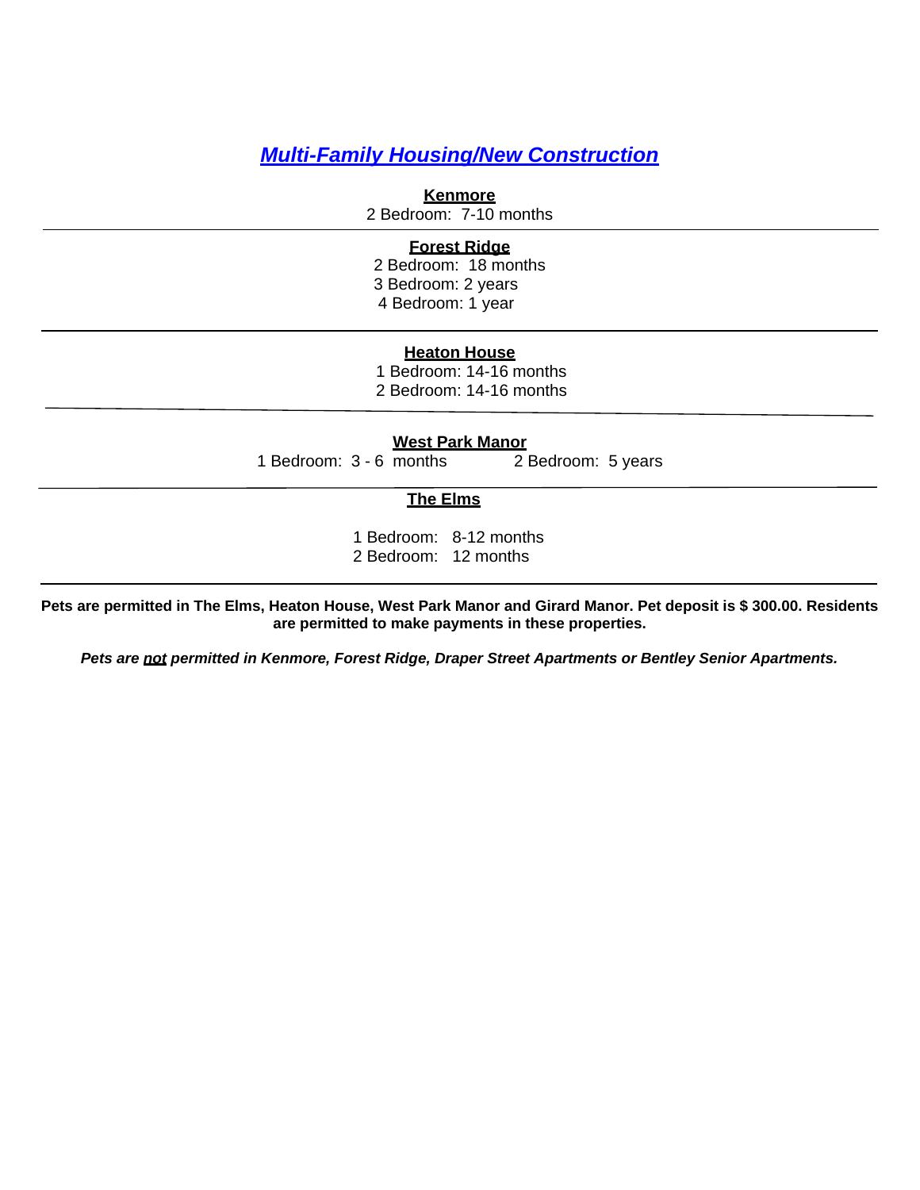# ***Multi-Family Housing/New Construction***

**Kenmore**

2 Bedroom: 7-10 months

---

**Forest Ridge**

2 Bedroom: 18 months
3 Bedroom: 2 years
4 Bedroom: 1 year

---

**Heaton House**

1 Bedroom: 14-16 months
2 Bedroom: 14-16 months

---

**West Park Manor**

1 Bedroom: 3 - 6 months    2 Bedroom: 5 years

---

**The Elms**

1 Bedroom: 8-12 months
2 Bedroom: 12 months

---

**Pets are permitted in The Elms, Heaton House, West Park Manor and Girard Manor. Pet deposit is $ 300.00. Residents are permitted to make payments in these properties.**

***Pets are <u>not</u> permitted in Kenmore, Forest Ridge, Draper Street Apartments or Bentley Senior Apartments.***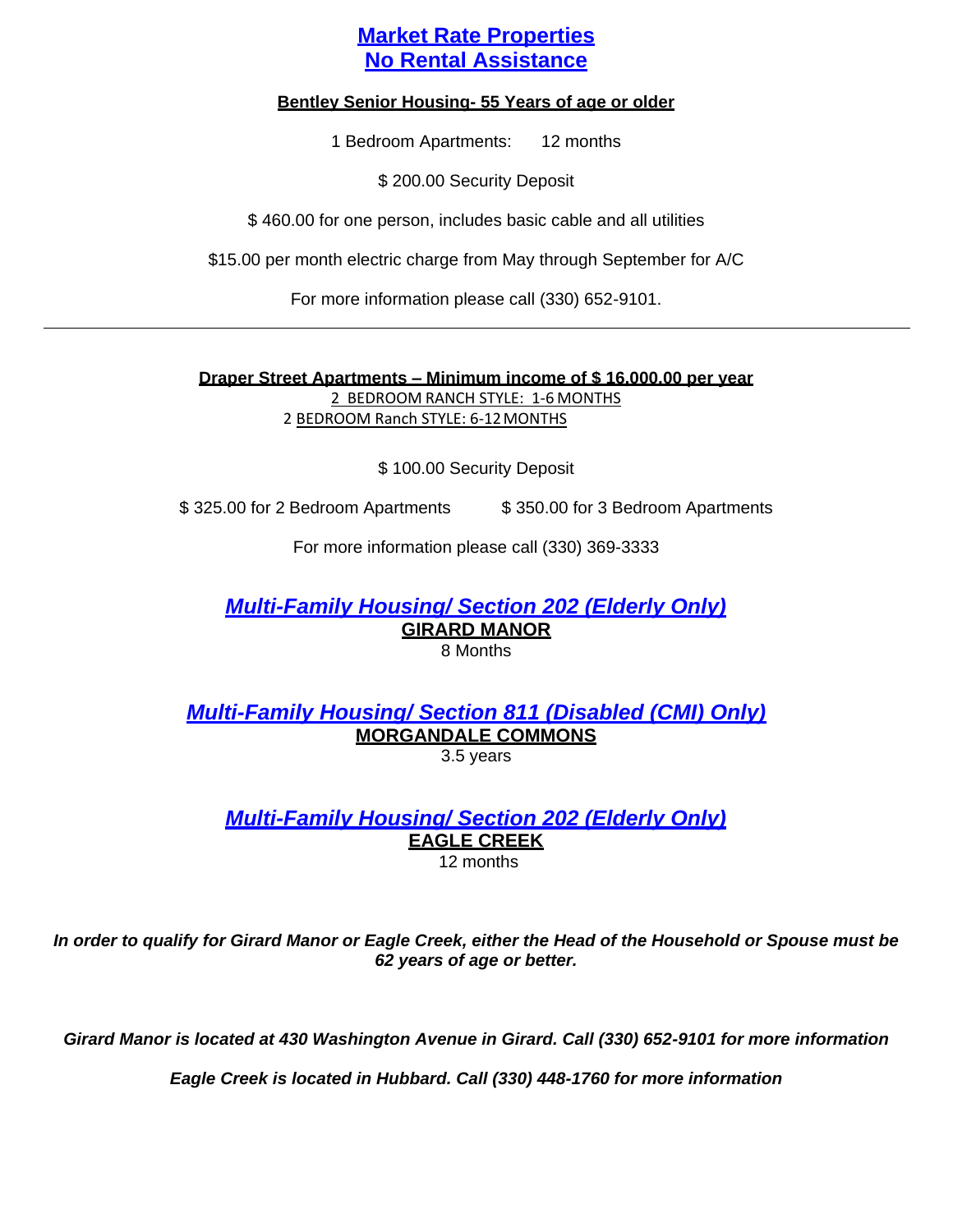# Market Rate Properties
# No Rental Assistance

**Bentley Senior Housing- 55 Years of age or older**

1 Bedroom Apartments: 12 months

$ 200.00 Security Deposit

$ 460.00 for one person, includes basic cable and all utilities

$15.00 per month electric charge from May through September for A/C

For more information please call (330) 652-9101.

---

**Draper Street Apartments – Minimum income of $ 16,000.00 per year**

2 BEDROOM RANCH STYLE: 1-6 MONTHS

2 BEDROOM Ranch STYLE: 6-12 MONTHS

$ 100.00 Security Deposit

$ 325.00 for 2 Bedroom Apartments $ 350.00 for 3 Bedroom Apartments

For more information please call (330) 369-3333

## *Multi-Family Housing/ Section 202 (Elderly Only)*

**GIRARD MANOR**

8 Months

## *Multi-Family Housing/ Section 811 (Disabled (CMI) Only)*

**MORGANDALE COMMONS**

3.5 years

## *Multi-Family Housing/ Section 202 (Elderly Only)*

**EAGLE CREEK**

12 months

***In order to qualify for Girard Manor or Eagle Creek, either the Head of the Household or Spouse must be 62 years of age or better.***

***Girard Manor is located at 430 Washington Avenue in Girard. Call (330) 652-9101 for more information***

***Eagle Creek is located in Hubbard. Call (330) 448-1760 for more information***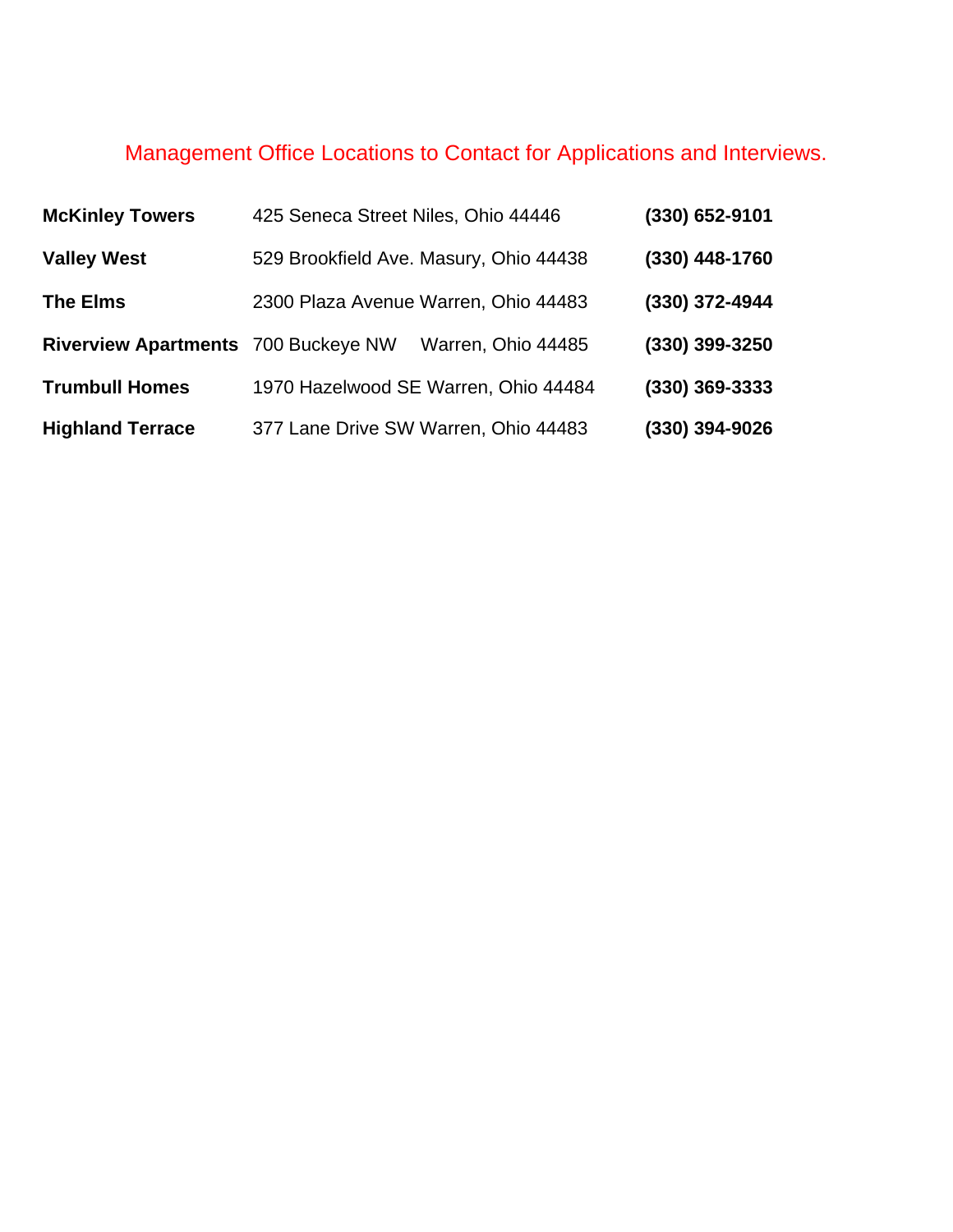## Management Office Locations to Contact for Applications and Interviews.

| | | |
|---|---|---|
| **McKinley Towers** | 425 Seneca Street Niles, Ohio 44446 | **(330) 652-9101** |
| **Valley West** | 529 Brookfield Ave. Masury, Ohio 44438 | **(330) 448-1760** |
| **The Elms** | 2300 Plaza Avenue Warren, Ohio 44483 | **(330) 372-4944** |
| **Riverview Apartments** | 700 Buckeye NW Warren, Ohio 44485 | **(330) 399-3250** |
| **Trumbull Homes** | 1970 Hazelwood SE Warren, Ohio 44484 | **(330) 369-3333** |
| **Highland Terrace** | 377 Lane Drive SW Warren, Ohio 44483 | **(330) 394-9026** |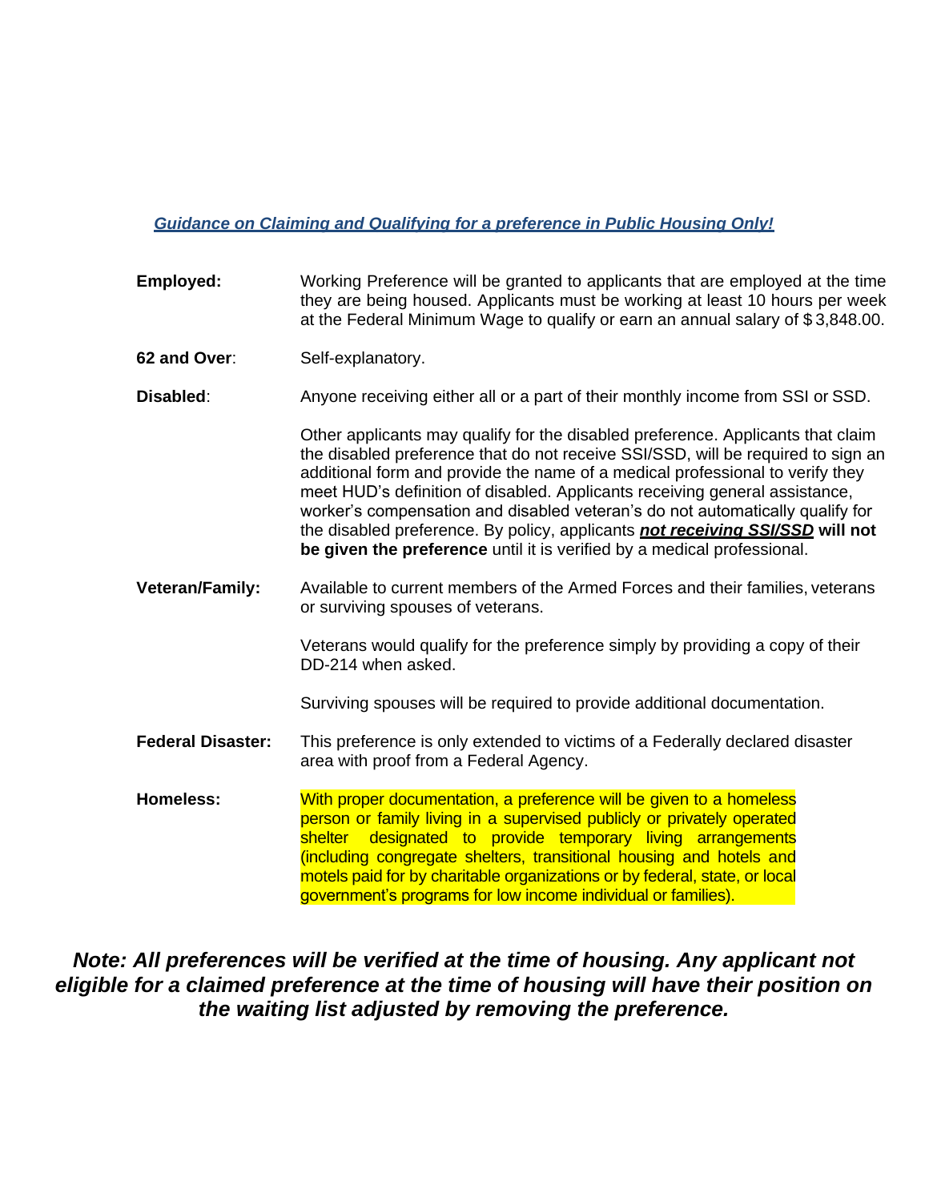***Guidance on Claiming and Qualifying for a preference in Public Housing Only!***

**Employed:** Working Preference will be granted to applicants that are employed at the time they are being housed. Applicants must be working at least 10 hours per week at the Federal Minimum Wage to qualify or earn an annual salary of $ 3,848.00.

**62 and Over**: Self-explanatory.

**Disabled**: Anyone receiving either all or a part of their monthly income from SSI or SSD.

Other applicants may qualify for the disabled preference. Applicants that claim the disabled preference that do not receive SSI/SSD, will be required to sign an additional form and provide the name of a medical professional to verify they meet HUD's definition of disabled. Applicants receiving general assistance, worker's compensation and disabled veteran's do not automatically qualify for the disabled preference. By policy, applicants ***not receiving SSI/SSD*** **will not be given the preference** until it is verified by a medical professional.

**Veteran/Family:** Available to current members of the Armed Forces and their families, veterans or surviving spouses of veterans.

Veterans would qualify for the preference simply by providing a copy of their DD-214 when asked.

Surviving spouses will be required to provide additional documentation.

**Federal Disaster:** This preference is only extended to victims of a Federally declared disaster area with proof from a Federal Agency.

**Homeless:** With proper documentation, a preference will be given to a homeless person or family living in a supervised publicly or privately operated shelter designated to provide temporary living arrangements (including congregate shelters, transitional housing and hotels and motels paid for by charitable organizations or by federal, state, or local government's programs for low income individual or families).

***Note: All preferences will be verified at the time of housing. Any applicant not eligible for a claimed preference at the time of housing will have their position on the waiting list adjusted by removing the preference.***